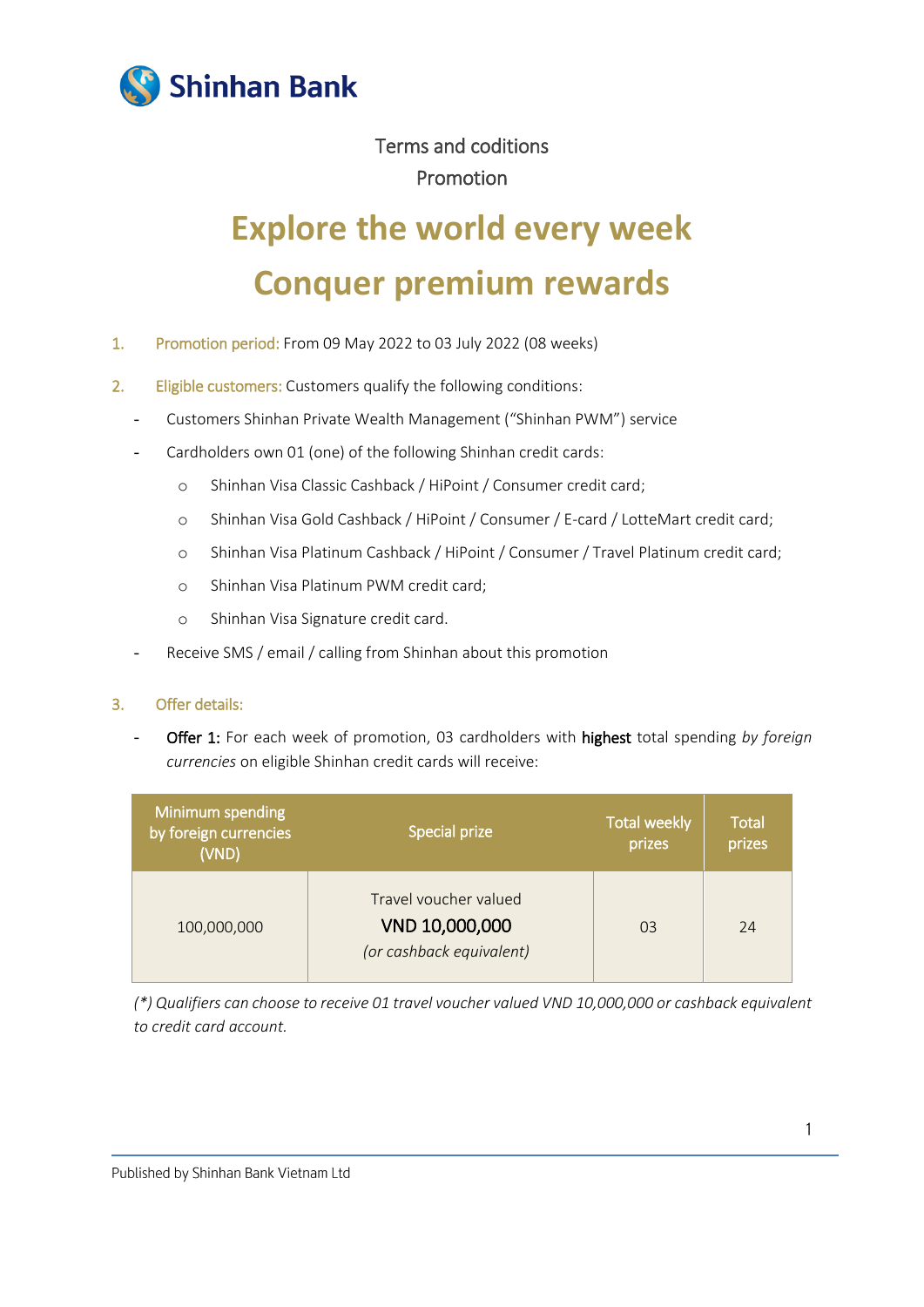Shinhan Bank

Terms and coditions

Promotion

# Explore the world every week

# Conquer premium rewards

1. Promotion period: From 09 May 2022 to 03 July 2022 (08 weeks)

2. Eligible customers: Customers qualify the following conditions:
   - Customers Shinhan Private Wealth Management ("Shinhan PWM") service
   - Cardholders own 01 (one) of the following Shinhan credit cards:
     - Shinhan Visa Classic Cashback / HiPoint / Consumer credit card;
     - Shinhan Visa Gold Cashback / HiPoint / Consumer / E-card / LotteMart credit card;
     - Shinhan Visa Platinum Cashback / HiPoint / Consumer / Travel Platinum credit card;
     - Shinhan Visa Platinum PWM credit card;
     - Shinhan Visa Signature credit card.
   - Receive SMS / email / calling from Shinhan about this promotion

3. Offer details:
   - **Offer 1:** For each week of promotion, 03 cardholders with **highest** total spending *by foreign currencies* on eligible Shinhan credit cards will receive:

| Minimum spending by foreign currencies (VND) | Special prize | Total weekly prizes | Total prizes |
|---|---|---|---|
| 100,000,000 | Travel voucher valued **VND 10,000,000** *(or cashback equivalent)* | 03 | 24 |

*(\*) Qualifiers can choose to receive 01 travel voucher valued VND 10,000,000 or cashback equivalent to credit card account.*

Published by Shinhan Bank Vietnam Ltd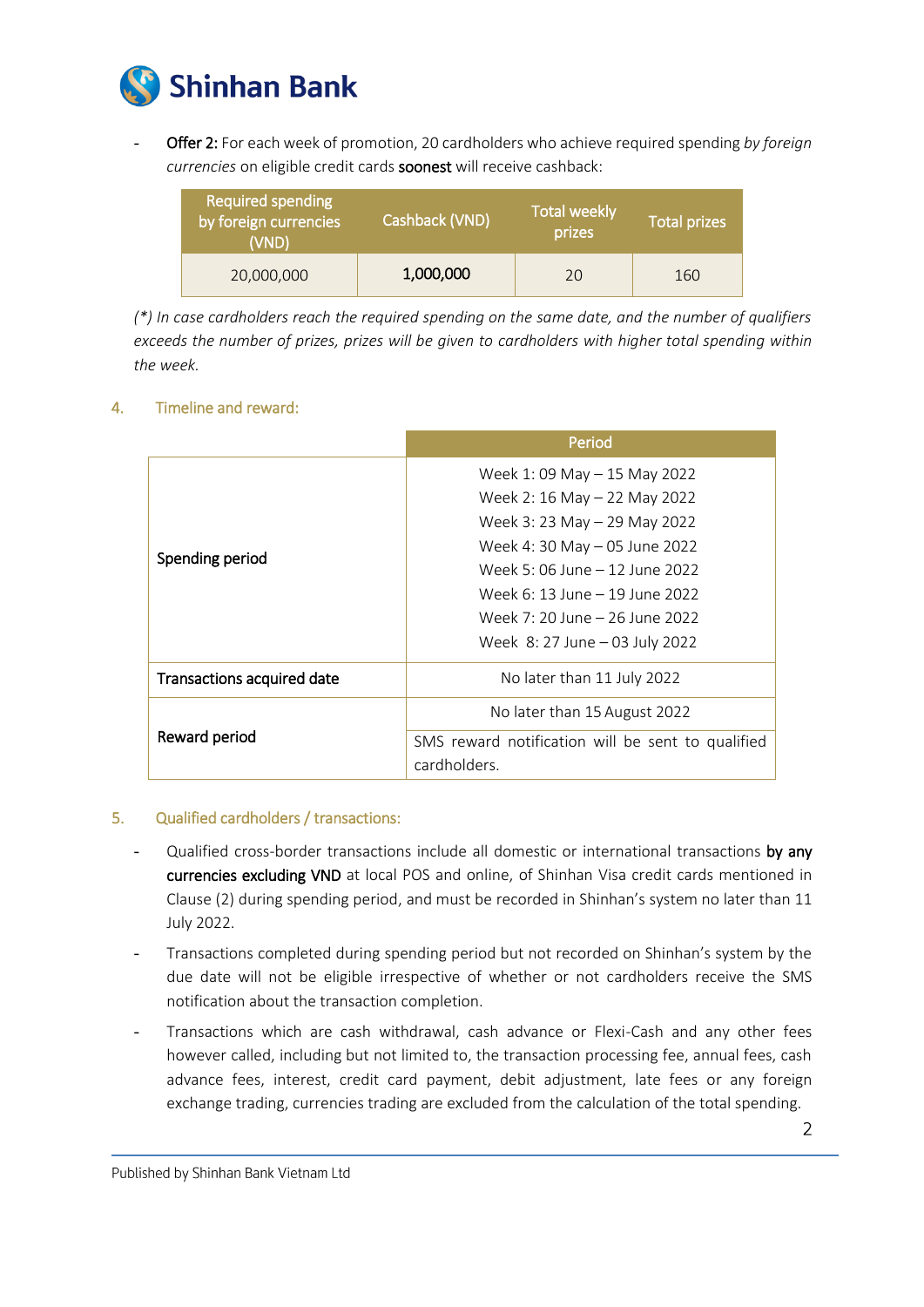- **Offer 2:** For each week of promotion, 20 cardholders who achieve required spending *by foreign currencies* on eligible credit cards **soonest** will receive cashback:

| Required spending by foreign currencies (VND) | Cashback (VND) | Total weekly prizes | Total prizes |
|---|---|---|---|
| 20,000,000 | **1,000,000** | 20 | 160 |

*(\*) In case cardholders reach the required spending on the same date, and the number of qualifiers exceeds the number of prizes, prizes will be given to cardholders with higher total spending within the week.*

## 4. Timeline and reward:

| | Period |
|---|---|
| **Spending period** | Week 1: 09 May – 15 May 2022<br>Week 2: 16 May – 22 May 2022<br>Week 3: 23 May – 29 May 2022<br>Week 4: 30 May – 05 June 2022<br>Week 5: 06 June – 12 June 2022<br>Week 6: 13 June – 19 June 2022<br>Week 7: 20 June – 26 June 2022<br>Week 8: 27 June – 03 July 2022 |
| **Transactions acquired date** | No later than 11 July 2022 |
| **Reward period** | No later than 15 August 2022<br>SMS reward notification will be sent to qualified cardholders. |

## 5. Qualified cardholders / transactions:

- Qualified cross-border transactions include all domestic or international transactions **by any currencies excluding VND** at local POS and online, of Shinhan Visa credit cards mentioned in Clause (2) during spending period, and must be recorded in Shinhan's system no later than 11 July 2022.
- Transactions completed during spending period but not recorded on Shinhan's system by the due date will not be eligible irrespective of whether or not cardholders receive the SMS notification about the transaction completion.
- Transactions which are cash withdrawal, cash advance or Flexi-Cash and any other fees however called, including but not limited to, the transaction processing fee, annual fees, cash advance fees, interest, credit card payment, debit adjustment, late fees or any foreign exchange trading, currencies trading are excluded from the calculation of the total spending.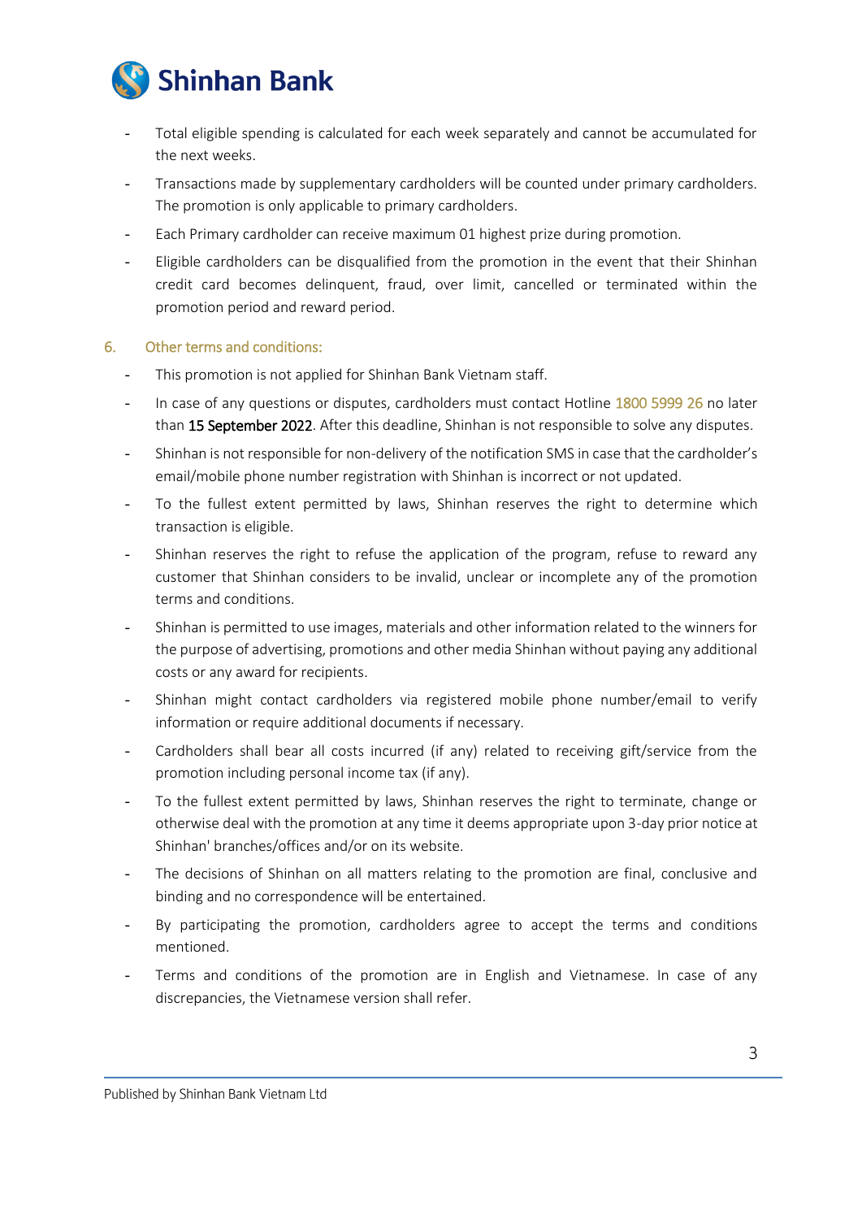- Total eligible spending is calculated for each week separately and cannot be accumulated for the next weeks.
- Transactions made by supplementary cardholders will be counted under primary cardholders. The promotion is only applicable to primary cardholders.
- Each Primary cardholder can receive maximum 01 highest prize during promotion.
- Eligible cardholders can be disqualified from the promotion in the event that their Shinhan credit card becomes delinquent, fraud, over limit, cancelled or terminated within the promotion period and reward period.

## 6. Other terms and conditions:

- This promotion is not applied for Shinhan Bank Vietnam staff.
- In case of any questions or disputes, cardholders must contact Hotline 1800 5999 26 no later than **15 September 2022**. After this deadline, Shinhan is not responsible to solve any disputes.
- Shinhan is not responsible for non-delivery of the notification SMS in case that the cardholder's email/mobile phone number registration with Shinhan is incorrect or not updated.
- To the fullest extent permitted by laws, Shinhan reserves the right to determine which transaction is eligible.
- Shinhan reserves the right to refuse the application of the program, refuse to reward any customer that Shinhan considers to be invalid, unclear or incomplete any of the promotion terms and conditions.
- Shinhan is permitted to use images, materials and other information related to the winners for the purpose of advertising, promotions and other media Shinhan without paying any additional costs or any award for recipients.
- Shinhan might contact cardholders via registered mobile phone number/email to verify information or require additional documents if necessary.
- Cardholders shall bear all costs incurred (if any) related to receiving gift/service from the promotion including personal income tax (if any).
- To the fullest extent permitted by laws, Shinhan reserves the right to terminate, change or otherwise deal with the promotion at any time it deems appropriate upon 3-day prior notice at Shinhan' branches/offices and/or on its website.
- The decisions of Shinhan on all matters relating to the promotion are final, conclusive and binding and no correspondence will be entertained.
- By participating the promotion, cardholders agree to accept the terms and conditions mentioned.
- Terms and conditions of the promotion are in English and Vietnamese. In case of any discrepancies, the Vietnamese version shall refer.